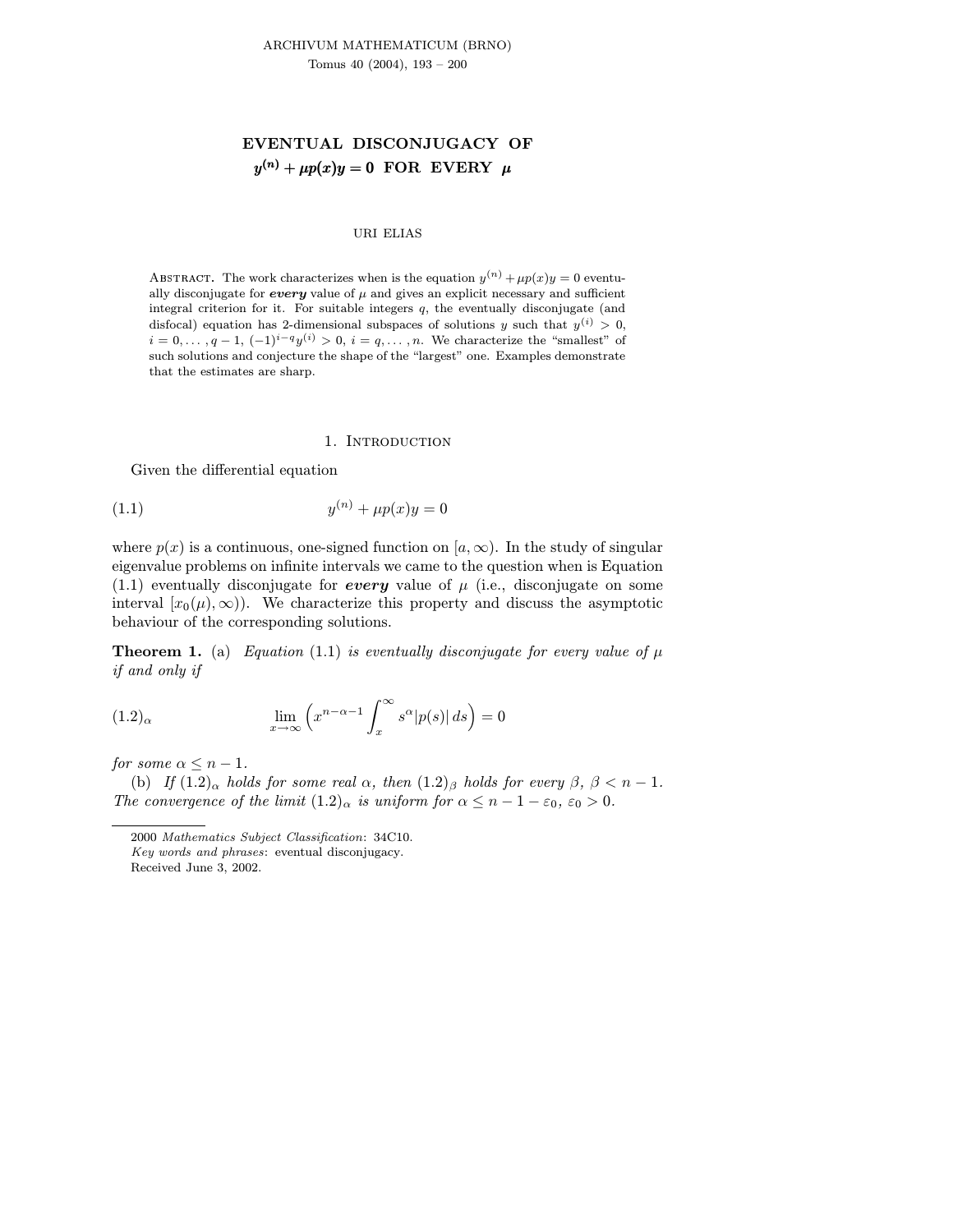ARCHIVUM MATHEMATICUM (BRNO)
Tomus 40 (2004), 193 – 200

# EVENTUAL DISCONJUGACY OF $y^{(n)} + \mu p(x)y = 0$ FOR EVERY $\mu$

URI ELIAS

Abstract. The work characterizes when is the equation $y^{(n)} + \mu p(x)y = 0$ eventually disconjugate for ***every*** value of $\mu$ and gives an explicit necessary and sufficient integral criterion for it. For suitable integers $q$, the eventually disconjugate (and disfocal) equation has 2-dimensional subspaces of solutions $y$ such that $y^{(i)} > 0$, $i = 0, \dots, q-1$, $(-1)^{i-q} y^{(i)} > 0$, $i = q, \dots, n$. We characterize the "smallest" of such solutions and conjecture the shape of the "largest" one. Examples demonstrate that the estimates are sharp.

## 1. Introduction

Given the differential equation

$$y^{(n)} + \mu p(x)y = 0 \tag{1.1}$$

where $p(x)$ is a continuous, one-signed function on $[a, \infty)$. In the study of singular eigenvalue problems on infinite intervals we came to the question when is Equation (1.1) eventually disconjugate for ***every*** value of $\mu$ (i.e., disconjugate on some interval $[x_0(\mu), \infty)$). We characterize this property and discuss the asymptotic behaviour of the corresponding solutions.

**Theorem 1.** (a) *Equation* (1.1) *is eventually disconjugate for every value of* $\mu$ *if and only if*

$$\lim_{x \to \infty} \left( x^{n-\alpha-1} \int_x^\infty s^\alpha |p(s)| \, ds \right) = 0 \tag{1.2$_\alpha$}$$

*for some* $\alpha \le n - 1$.

(b) *If* $(1.2)_\alpha$ *holds for some real* $\alpha$*, then* $(1.2)_\beta$ *holds for every* $\beta$*,* $\beta < n - 1$*. The convergence of the limit* $(1.2)_\alpha$ *is uniform for* $\alpha \le n - 1 - \varepsilon_0$*,* $\varepsilon_0 > 0$*.*

---

2000 *Mathematics Subject Classification*: 34C10.
*Key words and phrases*: eventual disconjugacy.
Received June 3, 2002.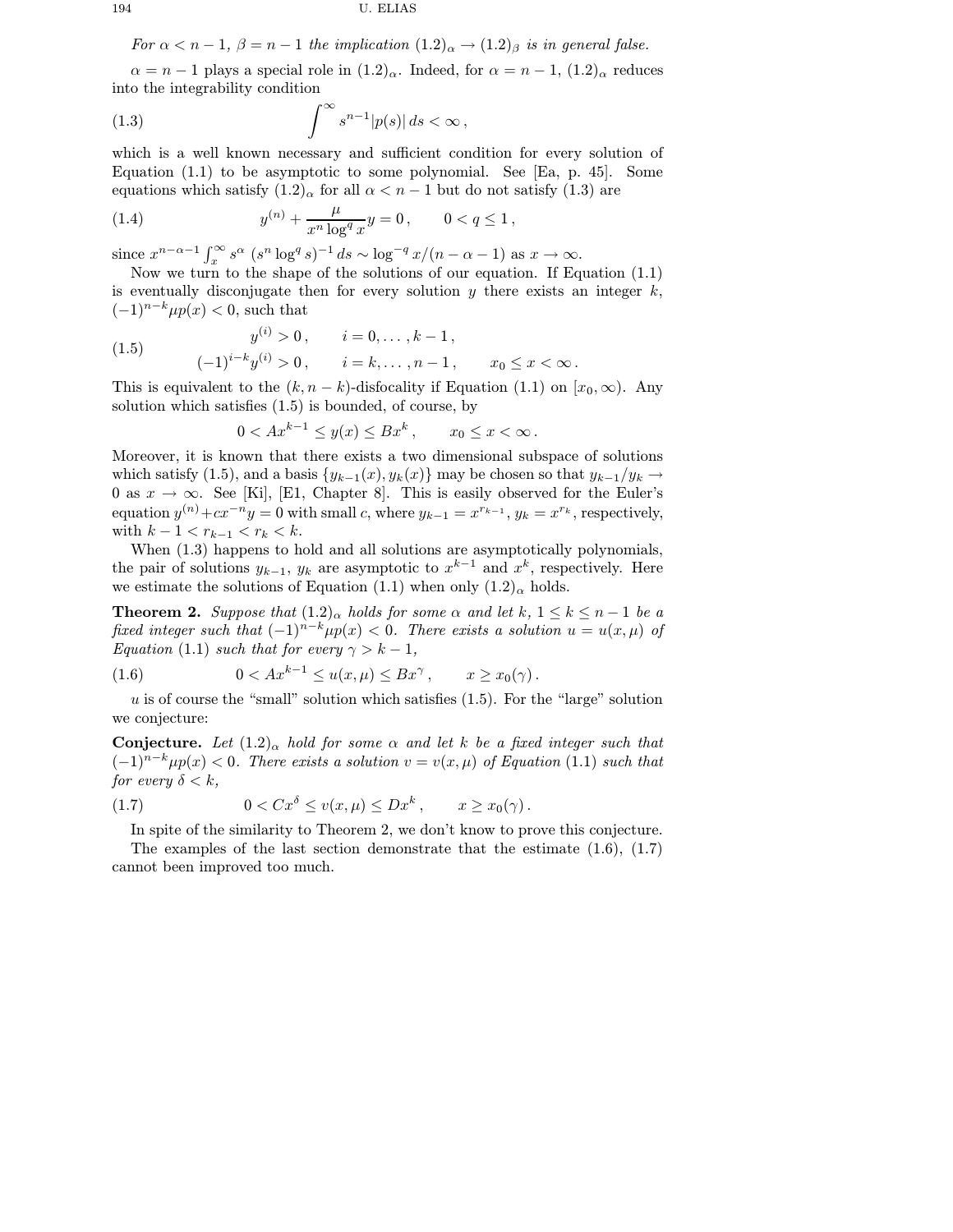*For $\alpha < n-1$, $\beta = n-1$ the implication $(1.2)_\alpha \to (1.2)_\beta$ is in general false.*

$\alpha = n-1$ plays a special role in $(1.2)_\alpha$. Indeed, for $\alpha = n-1$, $(1.2)_\alpha$ reduces into the integrability condition

$$\int^\infty s^{n-1}|p(s)|\,ds < \infty\,, \tag{1.3}$$

which is a well known necessary and sufficient condition for every solution of Equation (1.1) to be asymptotic to some polynomial. See [Ea, p. 45]. Some equations which satisfy $(1.2)_\alpha$ for all $\alpha < n-1$ but do not satisfy (1.3) are

$$y^{(n)} + \frac{\mu}{x^n \log^q x} y = 0\,, \qquad 0 < q \le 1\,, \tag{1.4}$$

since $x^{n-\alpha-1}\int_x^\infty s^\alpha\ (s^n \log^q s)^{-1}\,ds \sim \log^{-q} x/(n-\alpha-1)$ as $x \to \infty$.

Now we turn to the shape of the solutions of our equation. If Equation (1.1) is eventually disconjugate then for every solution $y$ there exists an integer $k$, $(-1)^{n-k}\mu p(x) < 0$, such that

$$\begin{aligned} y^{(i)} &> 0\,, \qquad i = 0,\dots,k-1\,,\\ (-1)^{i-k}y^{(i)} &> 0\,, \qquad i = k,\dots,n-1\,, \qquad x_0 \le x < \infty\,. \end{aligned} \tag{1.5}$$

This is equivalent to the $(k, n-k)$-disfocality if Equation (1.1) on $[x_0,\infty)$. Any solution which satisfies (1.5) is bounded, of course, by

$$0 < Ax^{k-1} \le y(x) \le Bx^k\,, \qquad x_0 \le x < \infty\,.$$

Moreover, it is known that there exists a two dimensional subspace of solutions which satisfy (1.5), and a basis $\{y_{k-1}(x), y_k(x)\}$ may be chosen so that $y_{k-1}/y_k \to 0$ as $x \to \infty$. See [Ki], [E1, Chapter 8]. This is easily observed for the Euler's equation $y^{(n)} + cx^{-n}y = 0$ with small $c$, where $y_{k-1} = x^{r_{k-1}}$, $y_k = x^{r_k}$, respectively, with $k-1 < r_{k-1} < r_k < k$.

When (1.3) happens to hold and all solutions are asymptotically polynomials, the pair of solutions $y_{k-1}$, $y_k$ are asymptotic to $x^{k-1}$ and $x^k$, respectively. Here we estimate the solutions of Equation (1.1) when only $(1.2)_\alpha$ holds.

**Theorem 2.** *Suppose that $(1.2)_\alpha$ holds for some $\alpha$ and let $k$, $1 \le k \le n-1$ be a fixed integer such that $(-1)^{n-k}\mu p(x) < 0$. There exists a solution $u = u(x,\mu)$ of Equation (1.1) such that for every $\gamma > k-1$,*

$$0 < Ax^{k-1} \le u(x,\mu) \le Bx^\gamma\,, \qquad x \ge x_0(\gamma)\,. \tag{1.6}$$

$u$ is of course the "small" solution which satisfies (1.5). For the "large" solution we conjecture:

**Conjecture.** *Let $(1.2)_\alpha$ hold for some $\alpha$ and let $k$ be a fixed integer such that $(-1)^{n-k}\mu p(x) < 0$. There exists a solution $v = v(x,\mu)$ of Equation (1.1) such that for every $\delta < k$,*

$$0 < Cx^\delta \le v(x,\mu) \le Dx^k\,, \qquad x \ge x_0(\gamma)\,. \tag{1.7}$$

In spite of the similarity to Theorem 2, we don't know to prove this conjecture.

The examples of the last section demonstrate that the estimate (1.6), (1.7) cannot been improved too much.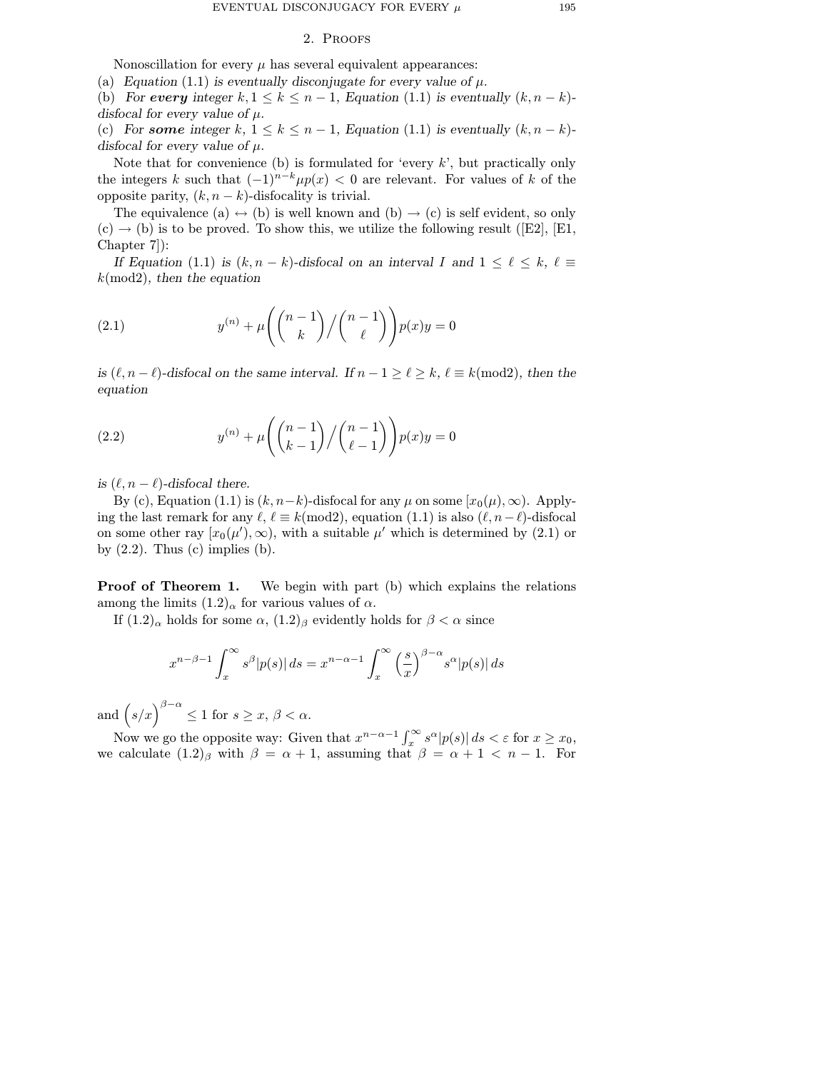## 2. Proofs

Nonoscillation for every $\mu$ has several equivalent appearances:

(a) *Equation* (1.1) *is eventually disconjugate for every value of* $\mu$.

(b) *For **every** integer* $k, 1 \le k \le n-1$, *Equation* (1.1) *is eventually* $(k, n-k)$-*disfocal for every value of* $\mu$.

(c) *For **some** integer* $k$, $1 \le k \le n-1$, *Equation* (1.1) *is eventually* $(k, n-k)$-*disfocal for every value of* $\mu$.

Note that for convenience (b) is formulated for 'every $k$', but practically only the integers $k$ such that $(-1)^{n-k}\mu p(x) < 0$ are relevant. For values of $k$ of the opposite parity, $(k, n-k)$-disfocality is trivial.

The equivalence (a) $\leftrightarrow$ (b) is well known and (b) $\rightarrow$ (c) is self evident, so only (c) $\rightarrow$ (b) is to be proved. To show this, we utilize the following result ([E2], [E1, Chapter 7]):

*If Equation* (1.1) *is* $(k, n-k)$-*disfocal on an interval* $I$ *and* $1 \le \ell \le k$, $\ell \equiv k (\bmod 2)$, *then the equation*

$$y^{(n)} + \mu\left(\binom{n-1}{k} \Big/ \binom{n-1}{\ell}\right)p(x)y = 0 \tag{2.1}$$

*is* $(\ell, n-\ell)$-*disfocal on the same interval. If* $n-1 \ge \ell \ge k$, $\ell \equiv k (\bmod 2)$, *then the equation*

$$y^{(n)} + \mu\left(\binom{n-1}{k-1} \Big/ \binom{n-1}{\ell-1}\right)p(x)y = 0 \tag{2.2}$$

*is* $(\ell, n-\ell)$-*disfocal there.*

By (c), Equation (1.1) is $(k, n-k)$-disfocal for any $\mu$ on some $[x_0(\mu), \infty)$. Applying the last remark for any $\ell$, $\ell \equiv k (\bmod 2)$, equation (1.1) is also $(\ell, n-\ell)$-disfocal on some other ray $[x_0(\mu'), \infty)$, with a suitable $\mu'$ which is determined by (2.1) or by (2.2). Thus (c) implies (b).

**Proof of Theorem 1.** We begin with part (b) which explains the relations among the limits $(1.2)_\alpha$ for various values of $\alpha$.

If $(1.2)_\alpha$ holds for some $\alpha$, $(1.2)_\beta$ evidently holds for $\beta < \alpha$ since

$$x^{n-\beta-1}\int_x^\infty s^\beta |p(s)|\,ds = x^{n-\alpha-1}\int_x^\infty \left(\frac{s}{x}\right)^{\beta-\alpha} s^\alpha |p(s)|\,ds$$

and $\Big(s/x\Big)^{\beta-\alpha} \le 1$ for $s \ge x$, $\beta < \alpha$.

Now we go the opposite way: Given that $x^{n-\alpha-1}\int_x^\infty s^\alpha |p(s)|\,ds < \varepsilon$ for $x \ge x_0$, we calculate $(1.2)_\beta$ with $\beta = \alpha + 1$, assuming that $\beta = \alpha + 1 < n-1$. For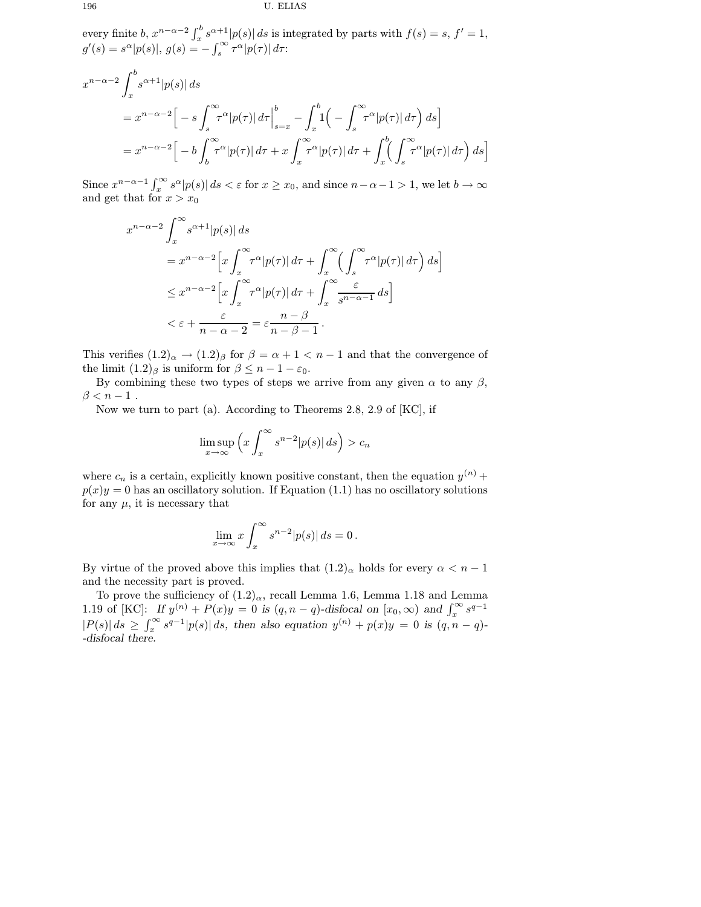every finite $b$, $x^{n-\alpha-2}\int_x^b s^{\alpha+1}|p(s)|\,ds$ is integrated by parts with $f(s)=s$, $f'=1$, $g'(s)=s^\alpha|p(s)|$, $g(s)=-\int_s^\infty \tau^\alpha|p(\tau)|\,d\tau$:

$$
\begin{aligned}
x^{n-\alpha-2}&\int_x^b s^{\alpha+1}|p(s)|\,ds\\
&= x^{n-\alpha-2}\Big[-s\int_s^\infty \tau^\alpha|p(\tau)|\,d\tau\Big|_{s=x}^{b} - \int_x^b 1\Big(-\int_s^\infty \tau^\alpha|p(\tau)|\,d\tau\Big)\,ds\Big]\\
&= x^{n-\alpha-2}\Big[-b\int_b^\infty \tau^\alpha|p(\tau)|\,d\tau + x\int_x^\infty \tau^\alpha|p(\tau)|\,d\tau + \int_x^b\Big(\int_s^\infty \tau^\alpha|p(\tau)|\,d\tau\Big)\,ds\Big]
\end{aligned}
$$

Since $x^{n-\alpha-1}\int_x^\infty s^\alpha|p(s)|\,ds<\varepsilon$ for $x\ge x_0$, and since $n-\alpha-1>1$, we let $b\to\infty$ and get that for $x>x_0$

$$
\begin{aligned}
x^{n-\alpha-2}&\int_x^\infty s^{\alpha+1}|p(s)|\,ds\\
&= x^{n-\alpha-2}\Big[x\int_x^\infty \tau^\alpha|p(\tau)|\,d\tau + \int_x^\infty\Big(\int_s^\infty \tau^\alpha|p(\tau)|\,d\tau\Big)\,ds\Big]\\
&\le x^{n-\alpha-2}\Big[x\int_x^\infty \tau^\alpha|p(\tau)|\,d\tau + \int_x^\infty \frac{\varepsilon}{s^{n-\alpha-1}}\,ds\Big]\\
&< \varepsilon + \frac{\varepsilon}{n-\alpha-2} = \varepsilon\frac{n-\beta}{n-\beta-1}\,.
\end{aligned}
$$

This verifies $(1.2)_\alpha\to(1.2)_\beta$ for $\beta=\alpha+1<n-1$ and that the convergence of the limit $(1.2)_\beta$ is uniform for $\beta\le n-1-\varepsilon_0$.

By combining these two types of steps we arrive from any given $\alpha$ to any $\beta$, $\beta<n-1$ .

Now we turn to part (a). According to Theorems 2.8, 2.9 of [KC], if

$$
\limsup_{x\to\infty}\Big(x\int_x^\infty s^{n-2}|p(s)|\,ds\Big)>c_n
$$

where $c_n$ is a certain, explicitly known positive constant, then the equation $y^{(n)}+p(x)y=0$ has an oscillatory solution. If Equation (1.1) has no oscillatory solutions for any $\mu$, it is necessary that

$$
\lim_{x\to\infty} x\int_x^\infty s^{n-2}|p(s)|\,ds=0\,.
$$

By virtue of the proved above this implies that $(1.2)_\alpha$ holds for every $\alpha<n-1$ and the necessity part is proved.

To prove the sufficiency of $(1.2)_\alpha$, recall Lemma 1.6, Lemma 1.18 and Lemma 1.19 of [KC]: *If $y^{(n)}+P(x)y=0$ is $(q,n-q)$-disfocal on $[x_0,\infty)$ and $\int_x^\infty s^{q-1}|P(s)|\,ds\ge\int_x^\infty s^{q-1}|p(s)|\,ds$, then also equation $y^{(n)}+p(x)y=0$ is $(q,n-q)$--disfocal there.*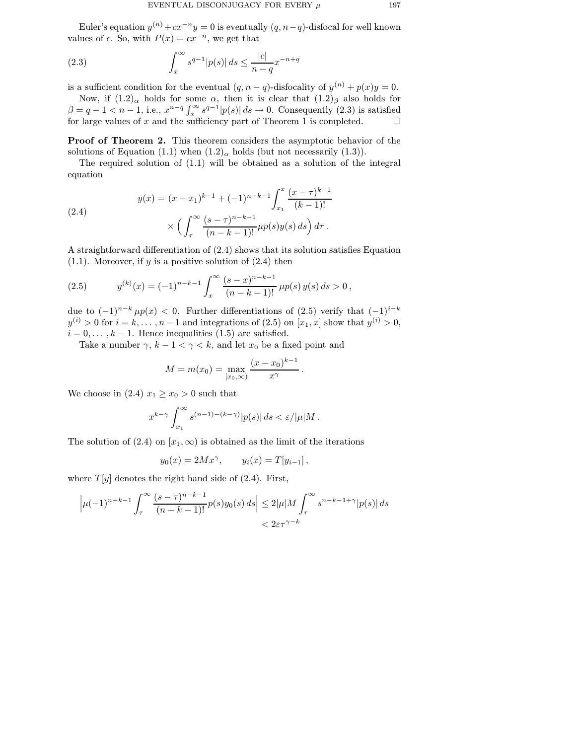Euler's equation $y^{(n)} + cx^{-n}y = 0$ is eventually $(q, n-q)$-disfocal for well known values of $c$. So, with $P(x) = cx^{-n}$, we get that

$$\int_x^\infty s^{q-1}|p(s)|\,ds \le \frac{|c|}{n-q}x^{-n+q} \tag{2.3}$$

is a sufficient condition for the eventual $(q, n-q)$-disfocality of $y^{(n)} + p(x)y = 0$.

Now, if $(1.2)_\alpha$ holds for some $\alpha$, then it is clear that $(1.2)_\beta$ also holds for $\beta = q - 1 < n - 1$, i.e., $x^{n-q}\int_x^\infty s^{q-1}|p(s)|\,ds \to 0$. Consequently (2.3) is satisfied for large values of $x$ and the sufficiency part of Theorem 1 is completed. □

**Proof of Theorem 2.** This theorem considers the asymptotic behavior of the solutions of Equation (1.1) when $(1.2)_\alpha$ holds (but not necessarily (1.3)).

The required solution of (1.1) will be obtained as a solution of the integral equation

$$\begin{aligned} y(x) = (x - x_1)^{k-1} + (-1)^{n-k-1}\int_{x_1}^x \frac{(x-\tau)^{k-1}}{(k-1)!} \\ \times \Big(\int_\tau^\infty \frac{(s-\tau)^{n-k-1}}{(n-k-1)!}\mu p(s)y(s)\,ds\Big)\,d\tau\,. \end{aligned} \tag{2.4}$$

A straightforward differentiation of (2.4) shows that its solution satisfies Equation (1.1). Moreover, if $y$ is a positive solution of (2.4) then

$$y^{(k)}(x) = (-1)^{n-k-1}\int_x^\infty \frac{(s-x)^{n-k-1}}{(n-k-1)!}\,\mu p(s)\,y(s)\,ds > 0\,, \tag{2.5}$$

due to $(-1)^{n-k}\mu p(x) < 0$. Further differentiations of (2.5) verify that $(-1)^{i-k}y^{(i)} > 0$ for $i = k, \ldots, n-1$ and integrations of (2.5) on $[x_1, x]$ show that $y^{(i)} > 0$, $i = 0, \ldots, k-1$. Hence inequalities (1.5) are satisfied.

Take a number $\gamma$, $k - 1 < \gamma < k$, and let $x_0$ be a fixed point and

$$M = m(x_0) = \max_{[x_0,\infty)} \frac{(x-x_0)^{k-1}}{x^\gamma}\,.$$

We choose in (2.4) $x_1 \ge x_0 > 0$ such that

$$x^{k-\gamma}\int_{x_1}^\infty s^{(n-1)-(k-\gamma)}|p(s)|\,ds < \varepsilon/|\mu|M\,.$$

The solution of (2.4) on $[x_1, \infty)$ is obtained as the limit of the iterations

$$y_0(x) = 2Mx^\gamma, \qquad y_i(x) = T[y_{i-1}]\,,$$

where $T[y]$ denotes the right hand side of (2.4). First,

$$\begin{aligned} \Big|\mu(-1)^{n-k-1}\int_\tau^\infty \frac{(s-\tau)^{n-k-1}}{(n-k-1)!}p(s)y_0(s)\,ds\Big| &\le 2|\mu|M\int_\tau^\infty s^{n-k-1+\gamma}|p(s)|\,ds \\ &< 2\varepsilon\tau^{\gamma-k} \end{aligned}$$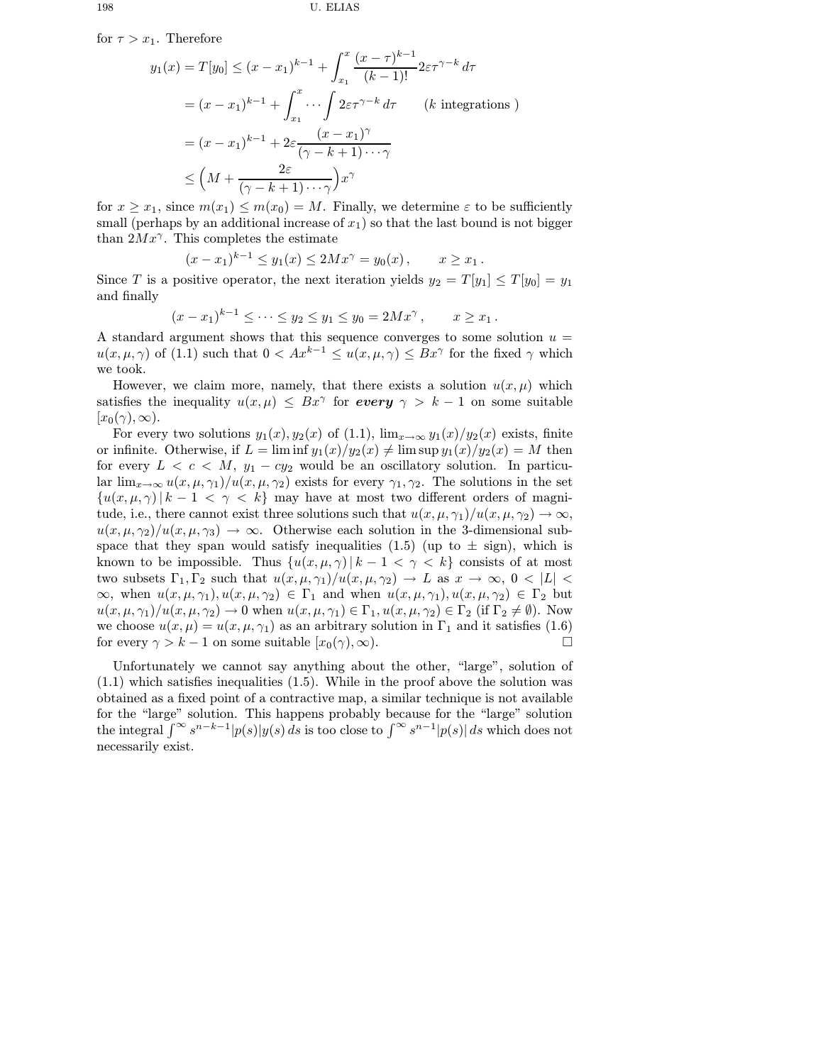for $\tau > x_1$. Therefore

$$
\begin{aligned}
y_1(x) = T[y_0] &\le (x - x_1)^{k-1} + \int_{x_1}^{x} \frac{(x-\tau)^{k-1}}{(k-1)!} 2\varepsilon \tau^{\gamma - k}\, d\tau \\
&= (x - x_1)^{k-1} + \int_{x_1}^{x} \cdots \int 2\varepsilon \tau^{\gamma - k}\, d\tau \qquad (k \text{ integrations }) \\
&= (x - x_1)^{k-1} + 2\varepsilon \frac{(x - x_1)^{\gamma}}{(\gamma - k + 1)\cdots\gamma} \\
&\le \Big( M + \frac{2\varepsilon}{(\gamma - k + 1)\cdots\gamma} \Big) x^{\gamma}
\end{aligned}
$$

for $x \ge x_1$, since $m(x_1) \le m(x_0) = M$. Finally, we determine $\varepsilon$ to be sufficiently small (perhaps by an additional increase of $x_1$) so that the last bound is not bigger than $2Mx^{\gamma}$. This completes the estimate

$$
(x - x_1)^{k-1} \le y_1(x) \le 2Mx^{\gamma} = y_0(x)\,, \qquad x \ge x_1\,.
$$

Since $T$ is a positive operator, the next iteration yields $y_2 = T[y_1] \le T[y_0] = y_1$ and finally

$$
(x - x_1)^{k-1} \le \cdots \le y_2 \le y_1 \le y_0 = 2Mx^{\gamma}\,, \qquad x \ge x_1\,.
$$

A standard argument shows that this sequence converges to some solution $u = u(x, \mu, \gamma)$ of (1.1) such that $0 < Ax^{k-1} \le u(x, \mu, \gamma) \le Bx^{\gamma}$ for the fixed $\gamma$ which we took.

However, we claim more, namely, that there exists a solution $u(x, \mu)$ which satisfies the inequality $u(x, \mu) \le Bx^{\gamma}$ for ***every*** $\gamma > k - 1$ on some suitable $[x_0(\gamma), \infty)$.

For every two solutions $y_1(x), y_2(x)$ of (1.1), $\lim_{x\to\infty} y_1(x)/y_2(x)$ exists, finite or infinite. Otherwise, if $L = \liminf y_1(x)/y_2(x) \ne \limsup y_1(x)/y_2(x) = M$ then for every $L < c < M$, $y_1 - cy_2$ would be an oscillatory solution. In particular $\lim_{x\to\infty} u(x, \mu, \gamma_1)/u(x, \mu, \gamma_2)$ exists for every $\gamma_1, \gamma_2$. The solutions in the set $\{u(x, \mu, \gamma) \,|\, k - 1 < \gamma < k\}$ may have at most two different orders of magnitude, i.e., there cannot exist three solutions such that $u(x, \mu, \gamma_1)/u(x, \mu, \gamma_2) \to \infty$, $u(x, \mu, \gamma_2)/u(x, \mu, \gamma_3) \to \infty$. Otherwise each solution in the 3-dimensional subspace that they span would satisfy inequalities (1.5) (up to $\pm$ sign), which is known to be impossible. Thus $\{u(x, \mu, \gamma) \,|\, k - 1 < \gamma < k\}$ consists of at most two subsets $\Gamma_1, \Gamma_2$ such that $u(x, \mu, \gamma_1)/u(x, \mu, \gamma_2) \to L$ as $x \to \infty$, $0 < |L| < \infty$, when $u(x, \mu, \gamma_1), u(x, \mu, \gamma_2) \in \Gamma_1$ and when $u(x, \mu, \gamma_1), u(x, \mu, \gamma_2) \in \Gamma_2$ but $u(x, \mu, \gamma_1)/u(x, \mu, \gamma_2) \to 0$ when $u(x, \mu, \gamma_1) \in \Gamma_1, u(x, \mu, \gamma_2) \in \Gamma_2$ (if $\Gamma_2 \ne \emptyset$). Now we choose $u(x, \mu) = u(x, \mu, \gamma_1)$ as an arbitrary solution in $\Gamma_1$ and it satisfies (1.6) for every $\gamma > k - 1$ on some suitable $[x_0(\gamma), \infty)$. □

Unfortunately we cannot say anything about the other, "large", solution of (1.1) which satisfies inequalities (1.5). While in the proof above the solution was obtained as a fixed point of a contractive map, a similar technique is not available for the "large" solution. This happens probably because for the "large" solution the integral $\int^{\infty} s^{n-k-1}|p(s)||y(s)\, ds$ is too close to $\int^{\infty} s^{n-1}|p(s)|\, ds$ which does not necessarily exist.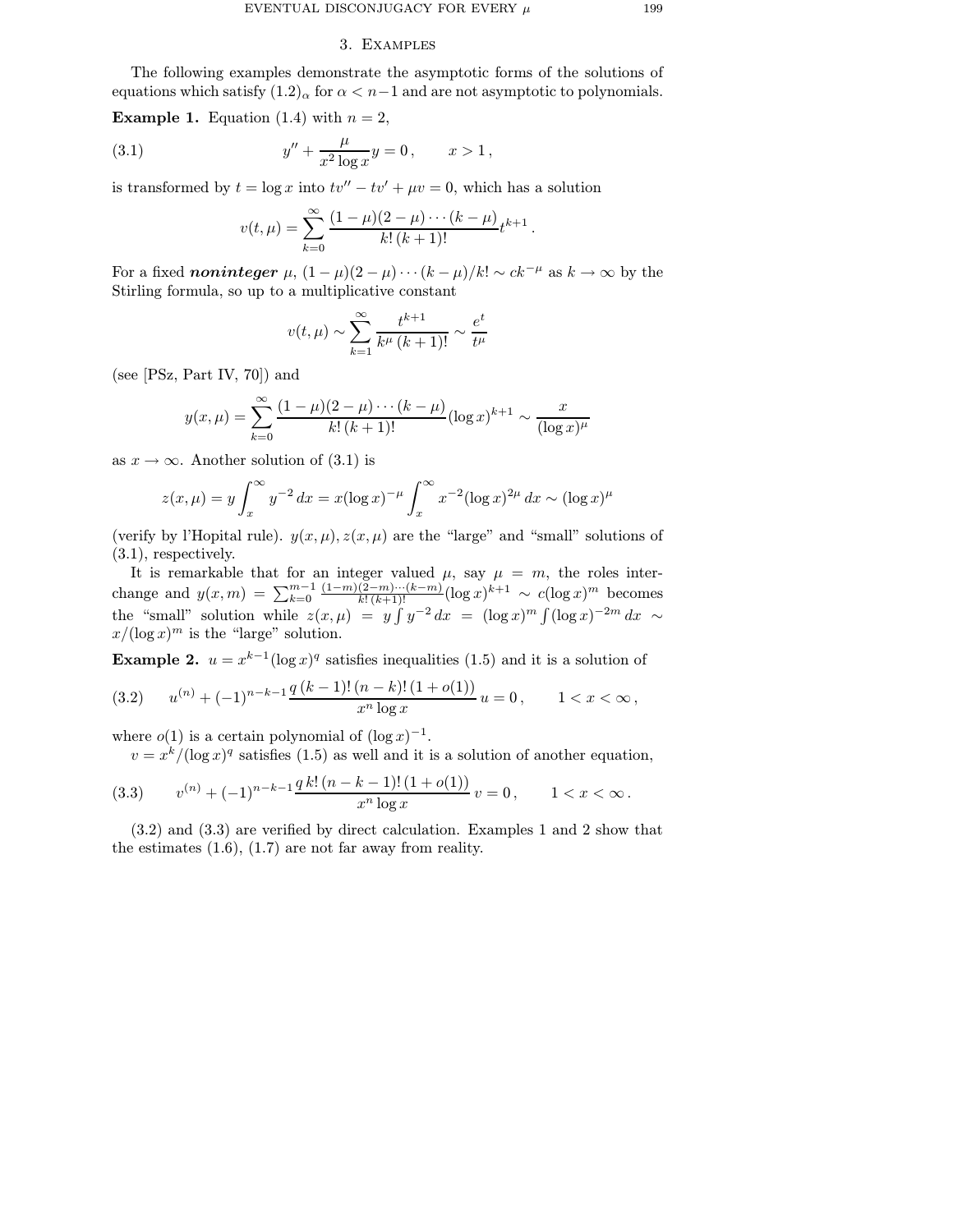## 3. Examples

The following examples demonstrate the asymptotic forms of the solutions of equations which satisfy $(1.2)_\alpha$ for $\alpha < n-1$ and are not asymptotic to polynomials.

**Example 1.** Equation (1.4) with $n = 2$,

$$y'' + \frac{\mu}{x^2 \log x} y = 0\,, \qquad x > 1\,, \tag{3.1}$$

is transformed by $t = \log x$ into $tv'' - tv' + \mu v = 0$, which has a solution

$$v(t,\mu) = \sum_{k=0}^{\infty} \frac{(1-\mu)(2-\mu)\cdots(k-\mu)}{k!\,(k+1)!} t^{k+1}\,.$$

For a fixed ***noninteger*** $\mu$, $(1-\mu)(2-\mu)\cdots(k-\mu)/k! \sim ck^{-\mu}$ as $k \to \infty$ by the Stirling formula, so up to a multiplicative constant

$$v(t,\mu) \sim \sum_{k=1}^{\infty} \frac{t^{k+1}}{k^{\mu}\,(k+1)!} \sim \frac{e^t}{t^{\mu}}$$

(see [PSz, Part IV, 70]) and

$$y(x,\mu) = \sum_{k=0}^{\infty} \frac{(1-\mu)(2-\mu)\cdots(k-\mu)}{k!\,(k+1)!} (\log x)^{k+1} \sim \frac{x}{(\log x)^{\mu}}$$

as $x \to \infty$. Another solution of (3.1) is

$$z(x,\mu) = y\int_x^{\infty} y^{-2}\,dx = x(\log x)^{-\mu}\int_x^{\infty} x^{-2}(\log x)^{2\mu}\,dx \sim (\log x)^{\mu}$$

(verify by l'Hopital rule). $y(x,\mu), z(x,\mu)$ are the "large" and "small" solutions of (3.1), respectively.

It is remarkable that for an integer valued $\mu$, say $\mu = m$, the roles interchange and $y(x,m) = \sum_{k=0}^{m-1} \frac{(1-m)(2-m)\cdots(k-m)}{k!\,(k+1)!}(\log x)^{k+1} \sim c(\log x)^m$ becomes the "small" solution while $z(x,\mu) = y\int y^{-2}\,dx = (\log x)^m \int (\log x)^{-2m}\,dx \sim x/(\log x)^m$ is the "large" solution.

**Example 2.** $u = x^{k-1}(\log x)^q$ satisfies inequalities (1.5) and it is a solution of

$$u^{(n)} + (-1)^{n-k-1}\frac{q\,(k-1)!\,(n-k)!\,(1+o(1))}{x^n \log x}\,u = 0\,, \qquad 1 < x < \infty\,, \tag{3.2}$$

where $o(1)$ is a certain polynomial of $(\log x)^{-1}$.

$v = x^k/(\log x)^q$ satisfies (1.5) as well and it is a solution of another equation,

$$v^{(n)} + (-1)^{n-k-1}\frac{q\,k!\,(n-k-1)!\,(1+o(1))}{x^n \log x}\,v = 0\,, \qquad 1 < x < \infty\,. \tag{3.3}$$

(3.2) and (3.3) are verified by direct calculation. Examples 1 and 2 show that the estimates (1.6), (1.7) are not far away from reality.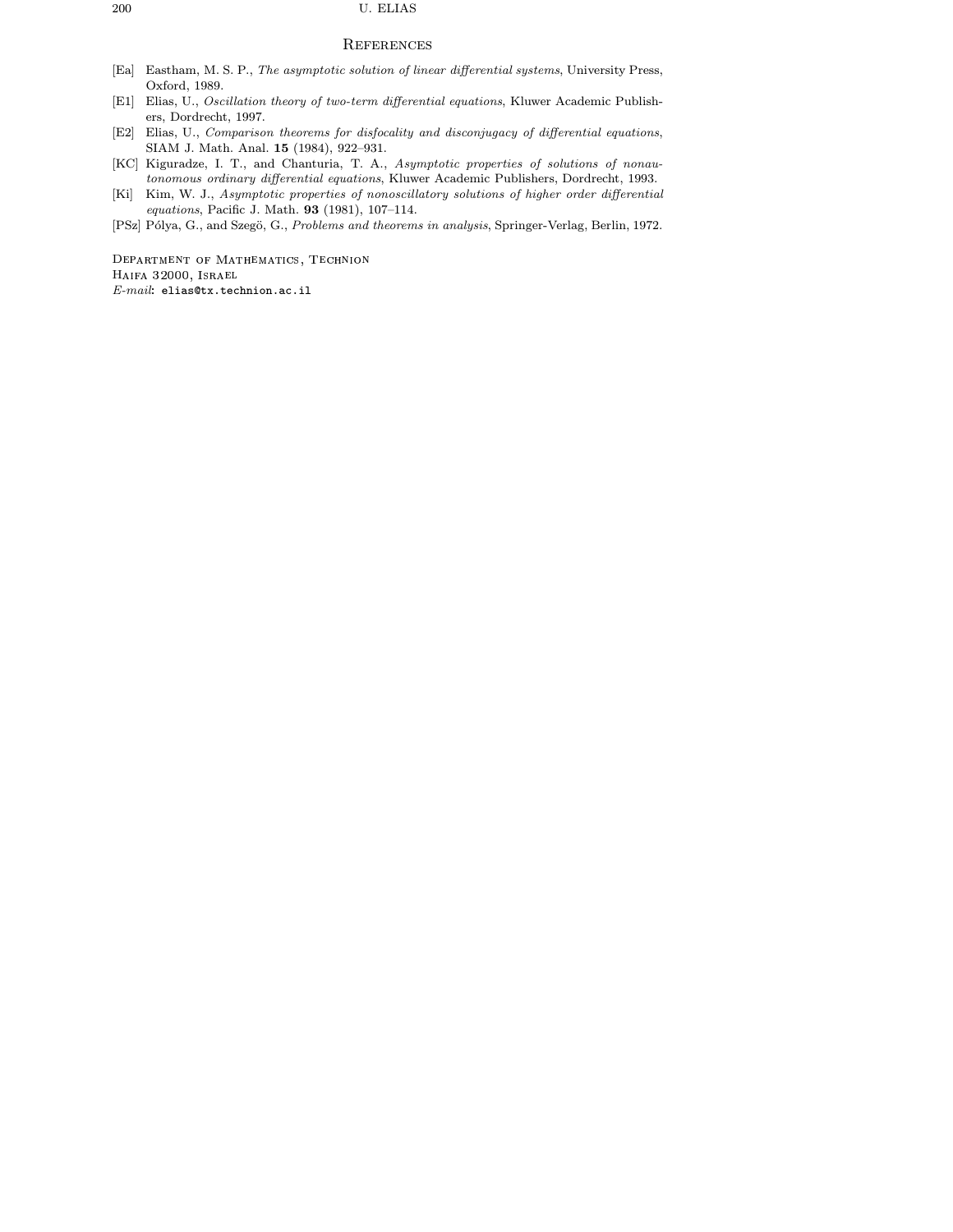## References

[Ea] Eastham, M. S. P., *The asymptotic solution of linear differential systems*, University Press, Oxford, 1989.

[E1] Elias, U., *Oscillation theory of two-term differential equations*, Kluwer Academic Publishers, Dordrecht, 1997.

[E2] Elias, U., *Comparison theorems for disfocality and disconjugacy of differential equations*, SIAM J. Math. Anal. **15** (1984), 922–931.

[KC] Kiguradze, I. T., and Chanturia, T. A., *Asymptotic properties of solutions of nonautonomous ordinary differential equations*, Kluwer Academic Publishers, Dordrecht, 1993.

[Ki] Kim, W. J., *Asymptotic properties of nonoscillatory solutions of higher order differential equations*, Pacific J. Math. **93** (1981), 107–114.

[PSz] Pólya, G., and Szegö, G., *Problems and theorems in analysis*, Springer-Verlag, Berlin, 1972.

Department of Mathematics, Technion
Haifa 32000, Israel
*E-mail*: elias@tx.technion.ac.il